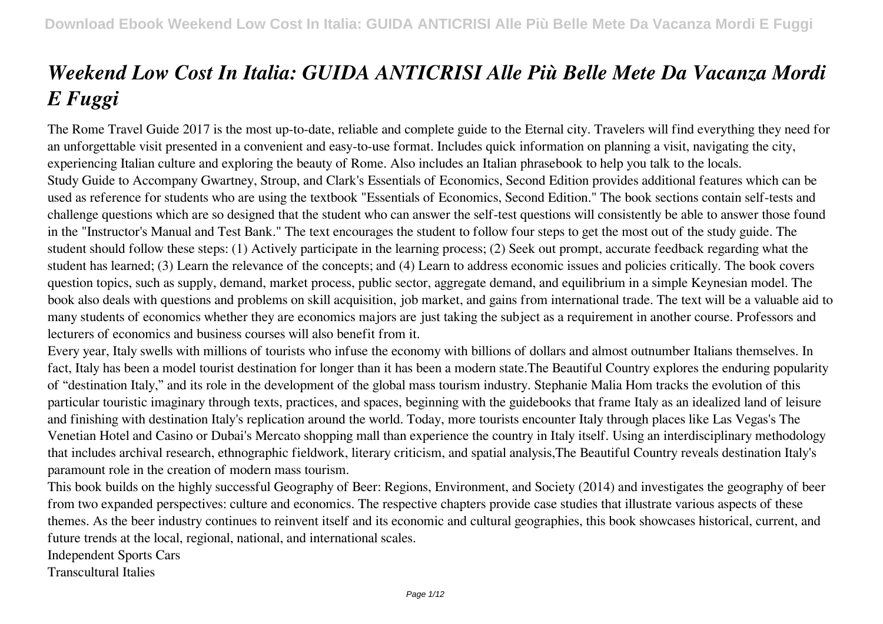# *Weekend Low Cost In Italia: GUIDA ANTICRISI Alle Più Belle Mete Da Vacanza Mordi E Fuggi*

The Rome Travel Guide 2017 is the most up-to-date, reliable and complete guide to the Eternal city. Travelers will find everything they need for an unforgettable visit presented in a convenient and easy-to-use format. Includes quick information on planning a visit, navigating the city, experiencing Italian culture and exploring the beauty of Rome. Also includes an Italian phrasebook to help you talk to the locals.

Study Guide to Accompany Gwartney, Stroup, and Clark's Essentials of Economics, Second Edition provides additional features which can be used as reference for students who are using the textbook "Essentials of Economics, Second Edition." The book sections contain self-tests and challenge questions which are so designed that the student who can answer the self-test questions will consistently be able to answer those found in the "Instructor's Manual and Test Bank." The text encourages the student to follow four steps to get the most out of the study guide. The student should follow these steps: (1) Actively participate in the learning process; (2) Seek out prompt, accurate feedback regarding what the student has learned; (3) Learn the relevance of the concepts; and (4) Learn to address economic issues and policies critically. The book covers question topics, such as supply, demand, market process, public sector, aggregate demand, and equilibrium in a simple Keynesian model. The book also deals with questions and problems on skill acquisition, job market, and gains from international trade. The text will be a valuable aid to many students of economics whether they are economics majors are just taking the subject as a requirement in another course. Professors and lecturers of economics and business courses will also benefit from it.

Every year, Italy swells with millions of tourists who infuse the economy with billions of dollars and almost outnumber Italians themselves. In fact, Italy has been a model tourist destination for longer than it has been a modern state.The Beautiful Country explores the enduring popularity of "destination Italy," and its role in the development of the global mass tourism industry. Stephanie Malia Hom tracks the evolution of this particular touristic imaginary through texts, practices, and spaces, beginning with the guidebooks that frame Italy as an idealized land of leisure and finishing with destination Italy's replication around the world. Today, more tourists encounter Italy through places like Las Vegas's The Venetian Hotel and Casino or Dubai's Mercato shopping mall than experience the country in Italy itself. Using an interdisciplinary methodology that includes archival research, ethnographic fieldwork, literary criticism, and spatial analysis,The Beautiful Country reveals destination Italy's paramount role in the creation of modern mass tourism.

This book builds on the highly successful Geography of Beer: Regions, Environment, and Society (2014) and investigates the geography of beer from two expanded perspectives: culture and economics. The respective chapters provide case studies that illustrate various aspects of these themes. As the beer industry continues to reinvent itself and its economic and cultural geographies, this book showcases historical, current, and future trends at the local, regional, national, and international scales.

Independent Sports Cars

Transcultural Italies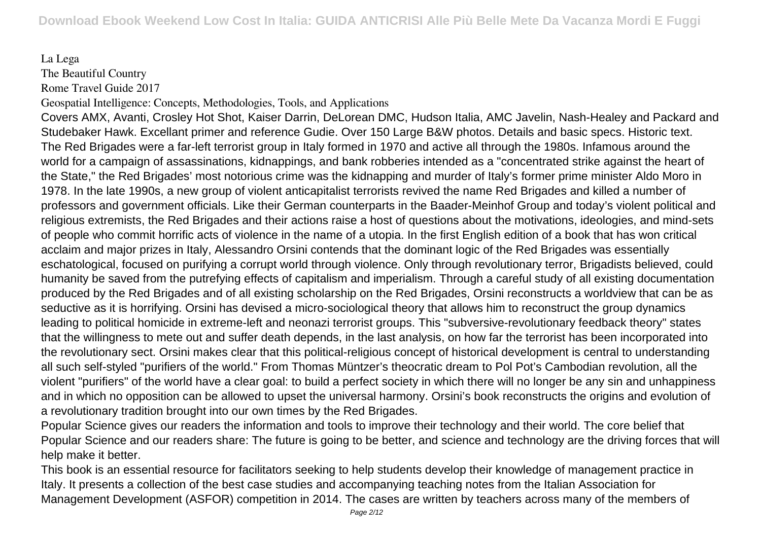La Lega
The Beautiful Country
Rome Travel Guide 2017
Geospatial Intelligence: Concepts, Methodologies, Tools, and Applications

Covers AMX, Avanti, Crosley Hot Shot, Kaiser Darrin, DeLorean DMC, Hudson Italia, AMC Javelin, Nash-Healey and Packard and Studebaker Hawk. Excellant primer and reference Gudie. Over 150 Large B&W photos. Details and basic specs. Historic text.

The Red Brigades were a far-left terrorist group in Italy formed in 1970 and active all through the 1980s. Infamous around the world for a campaign of assassinations, kidnappings, and bank robberies intended as a "concentrated strike against the heart of the State," the Red Brigades' most notorious crime was the kidnapping and murder of Italy's former prime minister Aldo Moro in 1978. In the late 1990s, a new group of violent anticapitalist terrorists revived the name Red Brigades and killed a number of professors and government officials. Like their German counterparts in the Baader-Meinhof Group and today's violent political and religious extremists, the Red Brigades and their actions raise a host of questions about the motivations, ideologies, and mind-sets of people who commit horrific acts of violence in the name of a utopia. In the first English edition of a book that has won critical acclaim and major prizes in Italy, Alessandro Orsini contends that the dominant logic of the Red Brigades was essentially eschatological, focused on purifying a corrupt world through violence. Only through revolutionary terror, Brigadists believed, could humanity be saved from the putrefying effects of capitalism and imperialism. Through a careful study of all existing documentation produced by the Red Brigades and of all existing scholarship on the Red Brigades, Orsini reconstructs a worldview that can be as seductive as it is horrifying. Orsini has devised a micro-sociological theory that allows him to reconstruct the group dynamics leading to political homicide in extreme-left and neonazi terrorist groups. This "subversive-revolutionary feedback theory" states that the willingness to mete out and suffer death depends, in the last analysis, on how far the terrorist has been incorporated into the revolutionary sect. Orsini makes clear that this political-religious concept of historical development is central to understanding all such self-styled "purifiers of the world." From Thomas Müntzer's theocratic dream to Pol Pot's Cambodian revolution, all the violent "purifiers" of the world have a clear goal: to build a perfect society in which there will no longer be any sin and unhappiness and in which no opposition can be allowed to upset the universal harmony. Orsini's book reconstructs the origins and evolution of a revolutionary tradition brought into our own times by the Red Brigades.

Popular Science gives our readers the information and tools to improve their technology and their world. The core belief that Popular Science and our readers share: The future is going to be better, and science and technology are the driving forces that will help make it better.

This book is an essential resource for facilitators seeking to help students develop their knowledge of management practice in Italy. It presents a collection of the best case studies and accompanying teaching notes from the Italian Association for Management Development (ASFOR) competition in 2014. The cases are written by teachers across many of the members of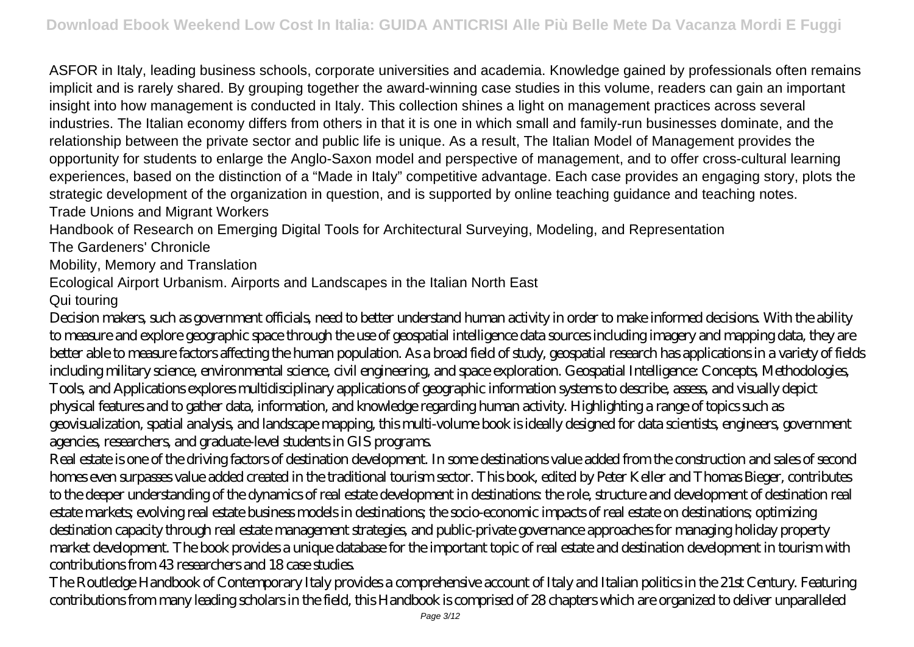ASFOR in Italy, leading business schools, corporate universities and academia. Knowledge gained by professionals often remains implicit and is rarely shared. By grouping together the award-winning case studies in this volume, readers can gain an important insight into how management is conducted in Italy. This collection shines a light on management practices across several industries. The Italian economy differs from others in that it is one in which small and family-run businesses dominate, and the relationship between the private sector and public life is unique. As a result, The Italian Model of Management provides the opportunity for students to enlarge the Anglo-Saxon model and perspective of management, and to offer cross-cultural learning experiences, based on the distinction of a "Made in Italy" competitive advantage. Each case provides an engaging story, plots the strategic development of the organization in question, and is supported by online teaching guidance and teaching notes.

Trade Unions and Migrant Workers

Handbook of Research on Emerging Digital Tools for Architectural Surveying, Modeling, and Representation

The Gardeners' Chronicle

Mobility, Memory and Translation

Ecological Airport Urbanism. Airports and Landscapes in the Italian North East

Qui touring

Decision makers, such as government officials, need to better understand human activity in order to make informed decisions. With the ability to measure and explore geographic space through the use of geospatial intelligence data sources including imagery and mapping data, they are better able to measure factors affecting the human population. As a broad field of study, geospatial research has applications in a variety of fields including military science, environmental science, civil engineering, and space exploration. Geospatial Intelligence: Concepts, Methodologies, Tools, and Applications explores multidisciplinary applications of geographic information systems to describe, assess, and visually depict physical features and to gather data, information, and knowledge regarding human activity. Highlighting a range of topics such as geovisualization, spatial analysis, and landscape mapping, this multi-volume book is ideally designed for data scientists, engineers, government agencies, researchers, and graduate-level students in GIS programs.

Real estate is one of the driving factors of destination development. In some destinations value added from the construction and sales of second homes even surpasses value added created in the traditional tourism sector. This book, edited by Peter Keller and Thomas Bieger, contributes to the deeper understanding of the dynamics of real estate development in destinations: the role, structure and development of destination real estate markets; evolving real estate business models in destinations; the socio-economic impacts of real estate on destinations; optimizing destination capacity through real estate management strategies, and public-private governance approaches for managing holiday property market development. The book provides a unique database for the important topic of real estate and destination development in tourism with contributions from 43 researchers and 18 case studies.

The Routledge Handbook of Contemporary Italy provides a comprehensive account of Italy and Italian politics in the 21st Century. Featuring contributions from many leading scholars in the field, this Handbook is comprised of 28 chapters which are organized to deliver unparalleled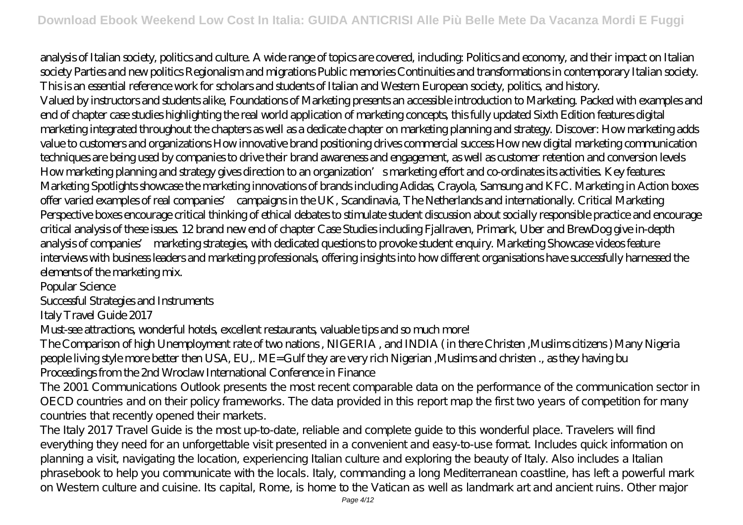analysis of Italian society, politics and culture. A wide range of topics are covered, including: Politics and economy, and their impact on Italian society Parties and new politics Regionalism and migrations Public memories Continuities and transformations in contemporary Italian society. This is an essential reference work for scholars and students of Italian and Western European society, politics, and history.

Valued by instructors and students alike, Foundations of Marketing presents an accessible introduction to Marketing. Packed with examples and end of chapter case studies highlighting the real world application of marketing concepts, this fully updated Sixth Edition features digital marketing integrated throughout the chapters as well as a dedicate chapter on marketing planning and strategy. Discover: How marketing adds value to customers and organizations How innovative brand positioning drives commercial success How new digital marketing communication techniques are being used by companies to drive their brand awareness and engagement, as well as customer retention and conversion levels How marketing planning and strategy gives direction to an organization's marketing effort and co-ordinates its activities. Key features: Marketing Spotlights showcase the marketing innovations of brands including Adidas, Crayola, Samsung and KFC. Marketing in Action boxes offer varied examples of real companies' campaigns in the UK, Scandinavia, The Netherlands and internationally. Critical Marketing Perspective boxes encourage critical thinking of ethical debates to stimulate student discussion about socially responsible practice and encourage critical analysis of these issues. 12 brand new end of chapter Case Studies including Fjallraven, Primark, Uber and BrewDog give in-depth analysis of companies' marketing strategies, with dedicated questions to provoke student enquiry. Marketing Showcase videos feature interviews with business leaders and marketing professionals, offering insights into how different organisations have successfully harnessed the elements of the marketing mix.

Popular Science

Successful Strategies and Instruments

Italy Travel Guide 2017

Must-see attractions, wonderful hotels, excellent restaurants, valuable tips and so much more!

The Comparison of high Unemployment rate of two nations , NIGERIA , and INDIA ( in there Christen ,Muslims citizens ) Many Nigeria people living style more better then USA, EU,. ME=Gulf they are very rich Nigerian ,Muslims and christen ., as they having bu

Proceedings from the 2nd Wroclaw International Conference in Finance

The 2001 Communications Outlook presents the most recent comparable data on the performance of the communication sector in OECD countries and on their policy frameworks. The data provided in this report map the first two years of competition for many countries that recently opened their markets.

The Italy 2017 Travel Guide is the most up-to-date, reliable and complete guide to this wonderful place. Travelers will find everything they need for an unforgettable visit presented in a convenient and easy-to-use format. Includes quick information on planning a visit, navigating the location, experiencing Italian culture and exploring the beauty of Italy. Also includes a Italian phrasebook to help you communicate with the locals. Italy, commanding a long Mediterranean coastline, has left a powerful mark on Western culture and cuisine. Its capital, Rome, is home to the Vatican as well as landmark art and ancient ruins. Other major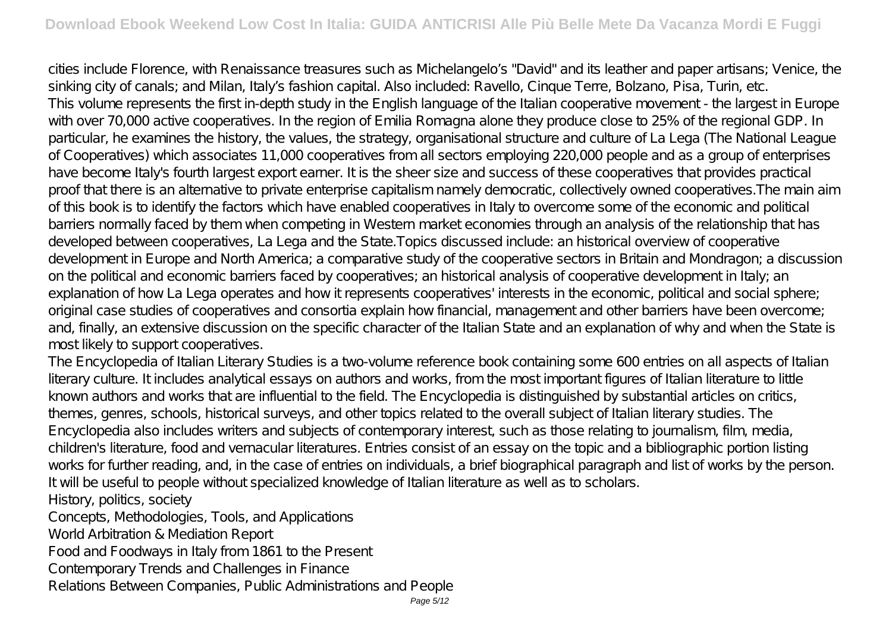cities include Florence, with Renaissance treasures such as Michelangelo's "David" and its leather and paper artisans; Venice, the sinking city of canals; and Milan, Italy's fashion capital. Also included: Ravello, Cinque Terre, Bolzano, Pisa, Turin, etc.

This volume represents the first in-depth study in the English language of the Italian cooperative movement - the largest in Europe with over 70,000 active cooperatives. In the region of Emilia Romagna alone they produce close to 25% of the regional GDP. In particular, he examines the history, the values, the strategy, organisational structure and culture of La Lega (The National League of Cooperatives) which associates 11,000 cooperatives from all sectors employing 220,000 people and as a group of enterprises have become Italy's fourth largest export earner. It is the sheer size and success of these cooperatives that provides practical proof that there is an alternative to private enterprise capitalism namely democratic, collectively owned cooperatives.The main aim of this book is to identify the factors which have enabled cooperatives in Italy to overcome some of the economic and political barriers normally faced by them when competing in Western market economies through an analysis of the relationship that has developed between cooperatives, La Lega and the State.Topics discussed include: an historical overview of cooperative development in Europe and North America; a comparative study of the cooperative sectors in Britain and Mondragon; a discussion on the political and economic barriers faced by cooperatives; an historical analysis of cooperative development in Italy; an explanation of how La Lega operates and how it represents cooperatives' interests in the economic, political and social sphere; original case studies of cooperatives and consortia explain how financial, management and other barriers have been overcome; and, finally, an extensive discussion on the specific character of the Italian State and an explanation of why and when the State is most likely to support cooperatives.

The Encyclopedia of Italian Literary Studies is a two-volume reference book containing some 600 entries on all aspects of Italian literary culture. It includes analytical essays on authors and works, from the most important figures of Italian literature to little known authors and works that are influential to the field. The Encyclopedia is distinguished by substantial articles on critics, themes, genres, schools, historical surveys, and other topics related to the overall subject of Italian literary studies. The Encyclopedia also includes writers and subjects of contemporary interest, such as those relating to journalism, film, media, children's literature, food and vernacular literatures. Entries consist of an essay on the topic and a bibliographic portion listing works for further reading, and, in the case of entries on individuals, a brief biographical paragraph and list of works by the person. It will be useful to people without specialized knowledge of Italian literature as well as to scholars.

History, politics, society

Concepts, Methodologies, Tools, and Applications

World Arbitration & Mediation Report

Food and Foodways in Italy from 1861 to the Present

Contemporary Trends and Challenges in Finance

Relations Between Companies, Public Administrations and People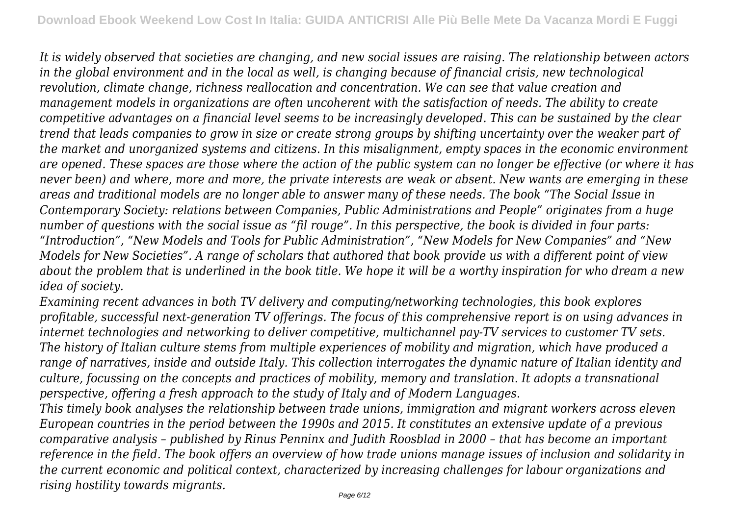*It is widely observed that societies are changing, and new social issues are raising. The relationship between actors in the global environment and in the local as well, is changing because of financial crisis, new technological revolution, climate change, richness reallocation and concentration. We can see that value creation and management models in organizations are often uncoherent with the satisfaction of needs. The ability to create competitive advantages on a financial level seems to be increasingly developed. This can be sustained by the clear trend that leads companies to grow in size or create strong groups by shifting uncertainty over the weaker part of the market and unorganized systems and citizens. In this misalignment, empty spaces in the economic environment are opened. These spaces are those where the action of the public system can no longer be effective (or where it has never been) and where, more and more, the private interests are weak or absent. New wants are emerging in these areas and traditional models are no longer able to answer many of these needs. The book "The Social Issue in Contemporary Society: relations between Companies, Public Administrations and People" originates from a huge number of questions with the social issue as "fil rouge". In this perspective, the book is divided in four parts: "Introduction", "New Models and Tools for Public Administration", "New Models for New Companies" and "New Models for New Societies". A range of scholars that authored that book provide us with a different point of view about the problem that is underlined in the book title. We hope it will be a worthy inspiration for who dream a new idea of society.*

*Examining recent advances in both TV delivery and computing/networking technologies, this book explores profitable, successful next-generation TV offerings. The focus of this comprehensive report is on using advances in internet technologies and networking to deliver competitive, multichannel pay-TV services to customer TV sets.*

*The history of Italian culture stems from multiple experiences of mobility and migration, which have produced a range of narratives, inside and outside Italy. This collection interrogates the dynamic nature of Italian identity and culture, focussing on the concepts and practices of mobility, memory and translation. It adopts a transnational perspective, offering a fresh approach to the study of Italy and of Modern Languages.*

*This timely book analyses the relationship between trade unions, immigration and migrant workers across eleven European countries in the period between the 1990s and 2015. It constitutes an extensive update of a previous comparative analysis – published by Rinus Penninx and Judith Roosblad in 2000 – that has become an important reference in the field. The book offers an overview of how trade unions manage issues of inclusion and solidarity in the current economic and political context, characterized by increasing challenges for labour organizations and rising hostility towards migrants.*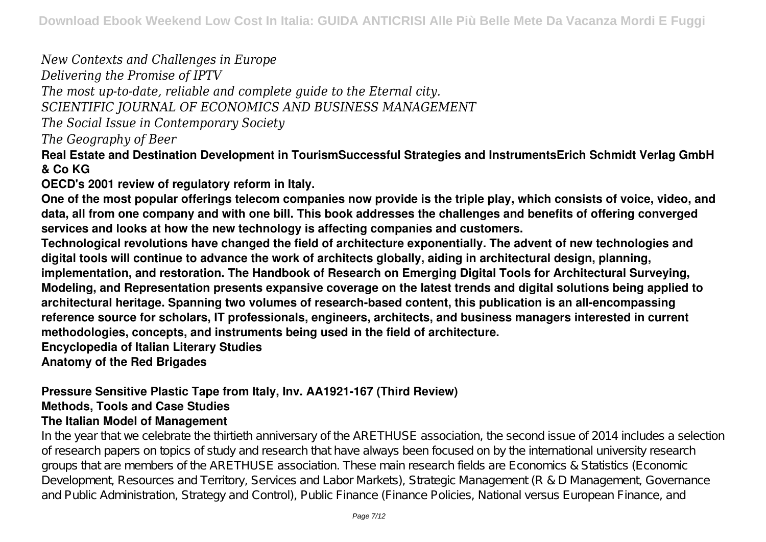*New Contexts and Challenges in Europe*
*Delivering the Promise of IPTV*
*The most up-to-date, reliable and complete guide to the Eternal city.*
*SCIENTIFIC JOURNAL OF ECONOMICS AND BUSINESS MANAGEMENT*
*The Social Issue in Contemporary Society*
*The Geography of Beer*

**Real Estate and Destination Development in TourismSuccessful Strategies and InstrumentsErich Schmidt Verlag GmbH & Co KG**

**OECD's 2001 review of regulatory reform in Italy.**

**One of the most popular offerings telecom companies now provide is the triple play, which consists of voice, video, and data, all from one company and with one bill. This book addresses the challenges and benefits of offering converged services and looks at how the new technology is affecting companies and customers.**

**Technological revolutions have changed the field of architecture exponentially. The advent of new technologies and digital tools will continue to advance the work of architects globally, aiding in architectural design, planning, implementation, and restoration. The Handbook of Research on Emerging Digital Tools for Architectural Surveying, Modeling, and Representation presents expansive coverage on the latest trends and digital solutions being applied to architectural heritage. Spanning two volumes of research-based content, this publication is an all-encompassing reference source for scholars, IT professionals, engineers, architects, and business managers interested in current methodologies, concepts, and instruments being used in the field of architecture.**

**Encyclopedia of Italian Literary Studies**

**Anatomy of the Red Brigades**

**Pressure Sensitive Plastic Tape from Italy, Inv. AA1921-167 (Third Review)**

**Methods, Tools and Case Studies**

**The Italian Model of Management**

In the year that we celebrate the thirtieth anniversary of the ARETHUSE association, the second issue of 2014 includes a selection of research papers on topics of study and research that have always been focused on by the international university research groups that are members of the ARETHUSE association. These main research fields are Economics & Statistics (Economic Development, Resources and Territory, Services and Labor Markets), Strategic Management (R & D Management, Governance and Public Administration, Strategy and Control), Public Finance (Finance Policies, National versus European Finance, and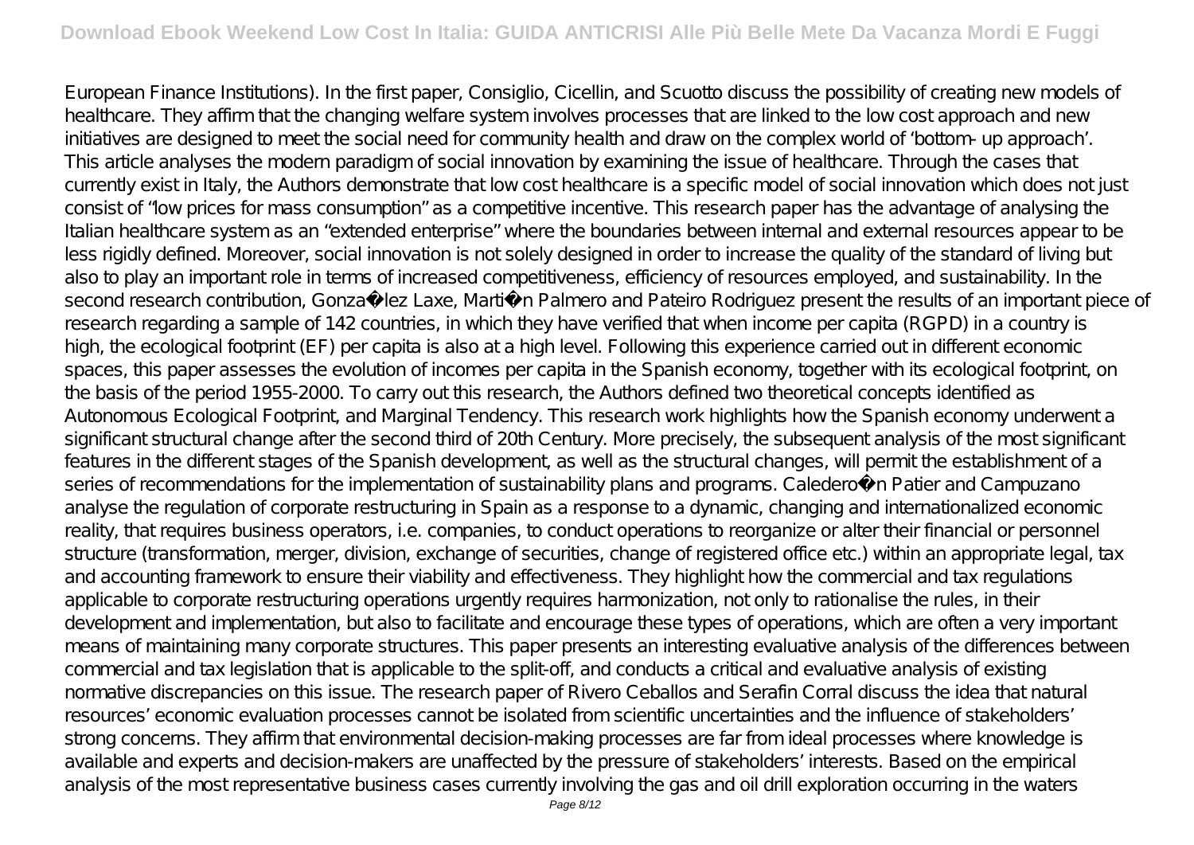European Finance Institutions). In the first paper, Consiglio, Cicellin, and Scuotto discuss the possibility of creating new models of healthcare. They affirm that the changing welfare system involves processes that are linked to the low cost approach and new initiatives are designed to meet the social need for community health and draw on the complex world of 'bottom- up approach'. This article analyses the modern paradigm of social innovation by examining the issue of healthcare. Through the cases that currently exist in Italy, the Authors demonstrate that low cost healthcare is a specific model of social innovation which does not just consist of "low prices for mass consumption" as a competitive incentive. This research paper has the advantage of analysing the Italian healthcare system as an "extended enterprise" where the boundaries between internal and external resources appear to be less rigidly defined. Moreover, social innovation is not solely designed in order to increase the quality of the standard of living but also to play an important role in terms of increased competitiveness, efficiency of resources employed, and sustainability. In the second research contribution, Gonza�lez Laxe, Marti�n Palmero and Pateiro Rodriguez present the results of an important piece of research regarding a sample of 142 countries, in which they have verified that when income per capita (RGPD) in a country is high, the ecological footprint (EF) per capita is also at a high level. Following this experience carried out in different economic spaces, this paper assesses the evolution of incomes per capita in the Spanish economy, together with its ecological footprint, on the basis of the period 1955-2000. To carry out this research, the Authors defined two theoretical concepts identified as Autonomous Ecological Footprint, and Marginal Tendency. This research work highlights how the Spanish economy underwent a significant structural change after the second third of 20th Century. More precisely, the subsequent analysis of the most significant features in the different stages of the Spanish development, as well as the structural changes, will permit the establishment of a series of recommendations for the implementation of sustainability plans and programs. Caledero�n Patier and Campuzano analyse the regulation of corporate restructuring in Spain as a response to a dynamic, changing and internationalized economic reality, that requires business operators, i.e. companies, to conduct operations to reorganize or alter their financial or personnel structure (transformation, merger, division, exchange of securities, change of registered office etc.) within an appropriate legal, tax and accounting framework to ensure their viability and effectiveness. They highlight how the commercial and tax regulations applicable to corporate restructuring operations urgently requires harmonization, not only to rationalise the rules, in their development and implementation, but also to facilitate and encourage these types of operations, which are often a very important means of maintaining many corporate structures. This paper presents an interesting evaluative analysis of the differences between commercial and tax legislation that is applicable to the split-off, and conducts a critical and evaluative analysis of existing normative discrepancies on this issue. The research paper of Rivero Ceballos and Serafin Corral discuss the idea that natural resources' economic evaluation processes cannot be isolated from scientific uncertainties and the influence of stakeholders' strong concerns. They affirm that environmental decision-making processes are far from ideal processes where knowledge is available and experts and decision-makers are unaffected by the pressure of stakeholders' interests. Based on the empirical analysis of the most representative business cases currently involving the gas and oil drill exploration occurring in the waters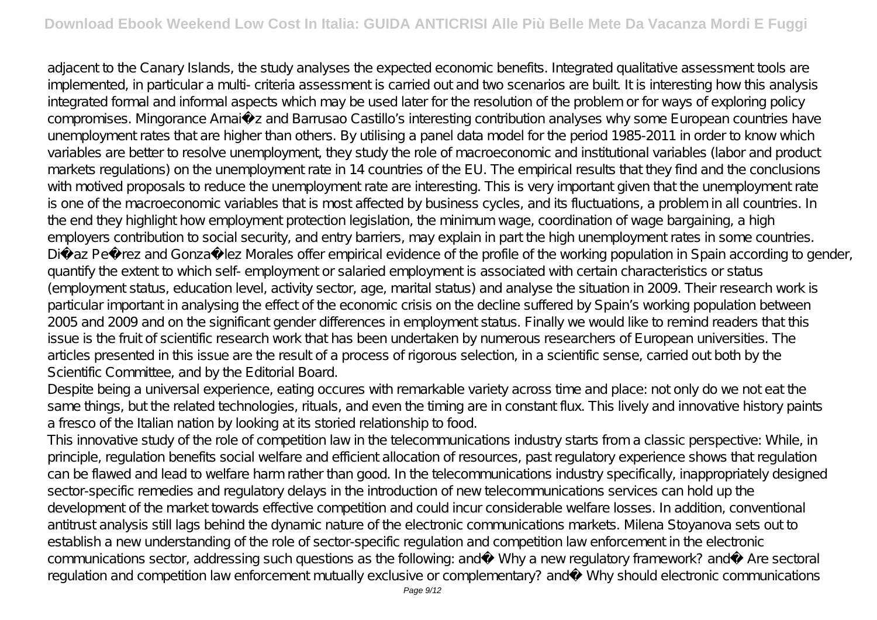adjacent to the Canary Islands, the study analyses the expected economic benefits. Integrated qualitative assessment tools are implemented, in particular a multi- criteria assessment is carried out and two scenarios are built. It is interesting how this analysis integrated formal and informal aspects which may be used later for the resolution of the problem or for ways of exploring policy compromises. Mingorance Arnaiz and Barrusao Castillo's interesting contribution analyses why some European countries have unemployment rates that are higher than others. By utilising a panel data model for the period 1985-2011 in order to know which variables are better to resolve unemployment, they study the role of macroeconomic and institutional variables (labor and product markets regulations) on the unemployment rate in 14 countries of the EU. The empirical results that they find and the conclusions with motived proposals to reduce the unemployment rate are interesting. This is very important given that the unemployment rate is one of the macroeconomic variables that is most affected by business cycles, and its fluctuations, a problem in all countries. In the end they highlight how employment protection legislation, the minimum wage, coordination of wage bargaining, a high employers contribution to social security, and entry barriers, may explain in part the high unemployment rates in some countries. Diaz Perez and Gonzalez Morales offer empirical evidence of the profile of the working population in Spain according to gender, quantify the extent to which self- employment or salaried employment is associated with certain characteristics or status (employment status, education level, activity sector, age, marital status) and analyse the situation in 2009. Their research work is particular important in analysing the effect of the economic crisis on the decline suffered by Spain's working population between 2005 and 2009 and on the significant gender differences in employment status. Finally we would like to remind readers that this issue is the fruit of scientific research work that has been undertaken by numerous researchers of European universities. The articles presented in this issue are the result of a process of rigorous selection, in a scientific sense, carried out both by the Scientific Committee, and by the Editorial Board.

Despite being a universal experience, eating occures with remarkable variety across time and place: not only do we not eat the same things, but the related technologies, rituals, and even the timing are in constant flux. This lively and innovative history paints a fresco of the Italian nation by looking at its storied relationship to food.

This innovative study of the role of competition law in the telecommunications industry starts from a classic perspective: While, in principle, regulation benefits social welfare and efficient allocation of resources, past regulatory experience shows that regulation can be flawed and lead to welfare harm rather than good. In the telecommunications industry specifically, inappropriately designed sector-specific remedies and regulatory delays in the introduction of new telecommunications services can hold up the development of the market towards effective competition and could incur considerable welfare losses. In addition, conventional antitrust analysis still lags behind the dynamic nature of the electronic communications markets. Milena Stoyanova sets out to establish a new understanding of the role of sector-specific regulation and competition law enforcement in the electronic communications sector, addressing such questions as the following: and Why a new regulatory framework? and Are sectoral regulation and competition law enforcement mutually exclusive or complementary? and Why should electronic communications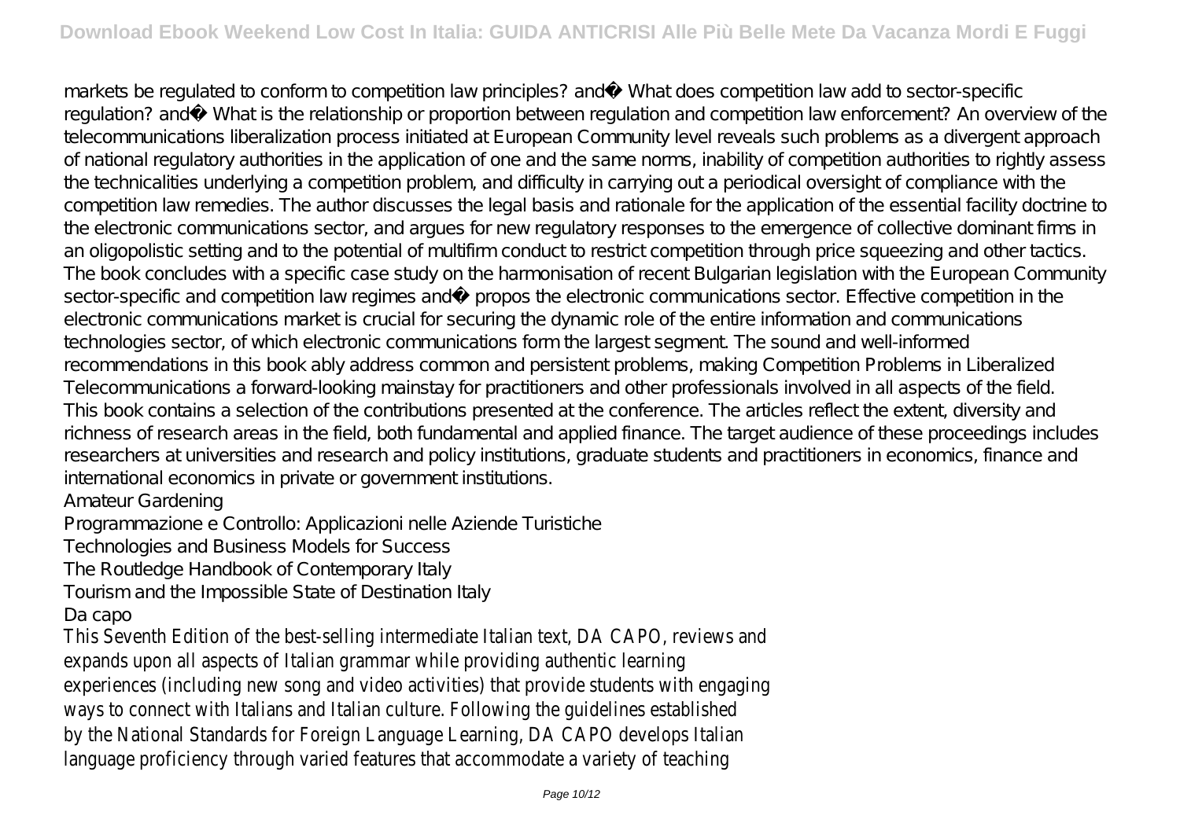markets be regulated to conform to competition law principles? and� What does competition law add to sector-specific regulation? and� What is the relationship or proportion between regulation and competition law enforcement? An overview of the telecommunications liberalization process initiated at European Community level reveals such problems as a divergent approach of national regulatory authorities in the application of one and the same norms, inability of competition authorities to rightly assess the technicalities underlying a competition problem, and difficulty in carrying out a periodical oversight of compliance with the competition law remedies. The author discusses the legal basis and rationale for the application of the essential facility doctrine to the electronic communications sector, and argues for new regulatory responses to the emergence of collective dominant firms in an oligopolistic setting and to the potential of multifirm conduct to restrict competition through price squeezing and other tactics. The book concludes with a specific case study on the harmonisation of recent Bulgarian legislation with the European Community sector-specific and competition law regimes and� propos the electronic communications sector. Effective competition in the electronic communications market is crucial for securing the dynamic role of the entire information and communications technologies sector, of which electronic communications form the largest segment. The sound and well-informed recommendations in this book ably address common and persistent problems, making Competition Problems in Liberalized Telecommunications a forward-looking mainstay for practitioners and other professionals involved in all aspects of the field.
This book contains a selection of the contributions presented at the conference. The articles reflect the extent, diversity and richness of research areas in the field, both fundamental and applied finance. The target audience of these proceedings includes researchers at universities and research and policy institutions, graduate students and practitioners in economics, finance and international economics in private or government institutions.

Amateur Gardening
Programmazione e Controllo: Applicazioni nelle Aziende Turistiche
Technologies and Business Models for Success
The Routledge Handbook of Contemporary Italy
Tourism and the Impossible State of Destination Italy
Da capo

This Seventh Edition of the best-selling intermediate Italian text, DA CAPO, reviews and expands upon all aspects of Italian grammar while providing authentic learning experiences (including new song and video activities) that provide students with engaging ways to connect with Italians and Italian culture. Following the guidelines established by the National Standards for Foreign Language Learning, DA CAPO develops Italian language proficiency through varied features that accommodate a variety of teaching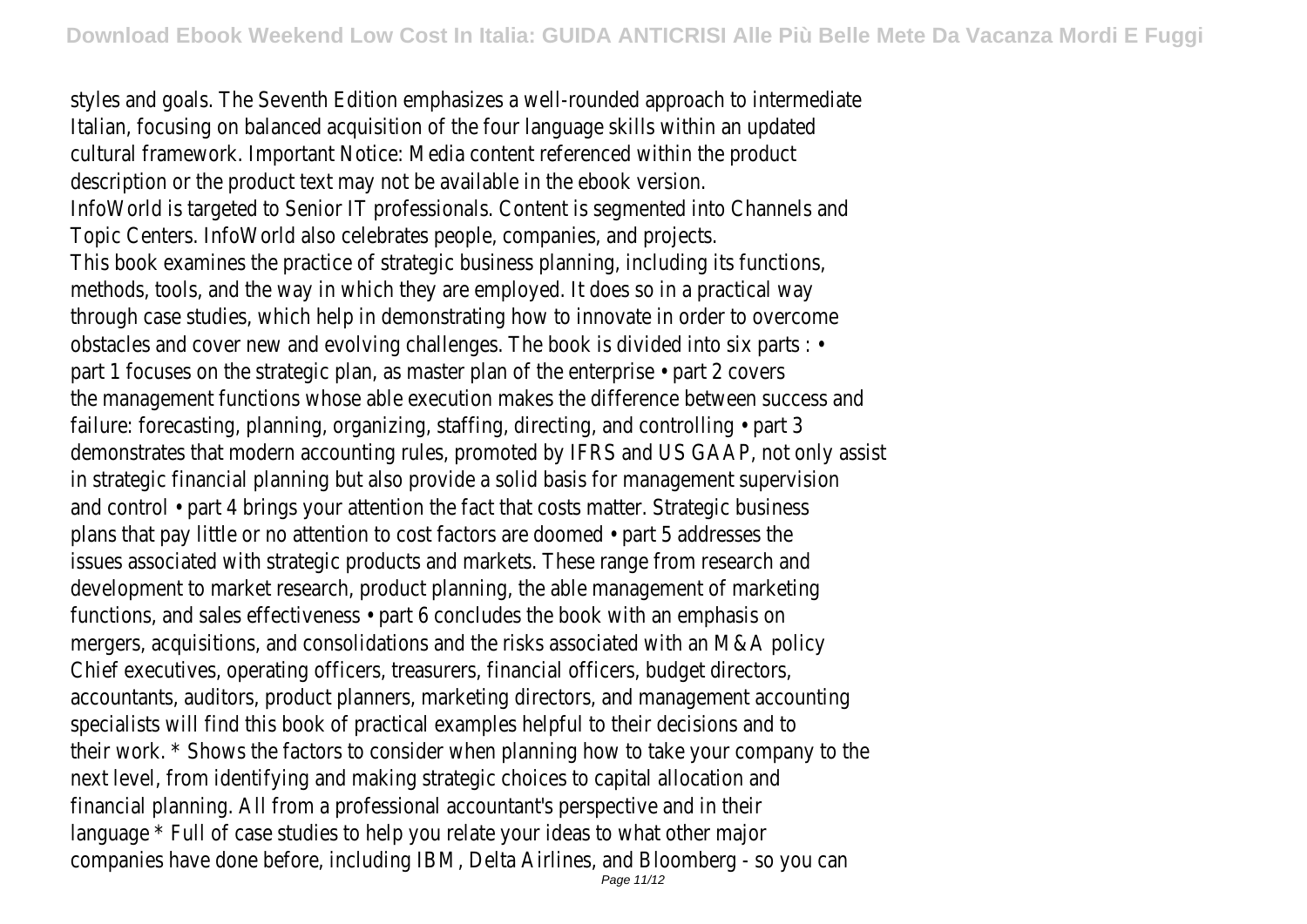styles and goals. The Seventh Edition emphasizes a well-rounded approach to intermediate Italian, focusing on balanced acquisition of the four language skills within an updated cultural framework. Important Notice: Media content referenced within the product description or the product text may not be available in the ebook version.

InfoWorld is targeted to Senior IT professionals. Content is segmented into Channels and Topic Centers. InfoWorld also celebrates people, companies, and projects.

This book examines the practice of strategic business planning, including its functions, methods, tools, and the way in which they are employed. It does so in a practical way through case studies, which help in demonstrating how to innovate in order to overcome obstacles and cover new and evolving challenges. The book is divided into six parts : • part 1 focuses on the strategic plan, as master plan of the enterprise • part 2 covers the management functions whose able execution makes the difference between success and failure: forecasting, planning, organizing, staffing, directing, and controlling • part 3 demonstrates that modern accounting rules, promoted by IFRS and US GAAP, not only assist in strategic financial planning but also provide a solid basis for management supervision and control • part 4 brings your attention the fact that costs matter. Strategic business plans that pay little or no attention to cost factors are doomed • part 5 addresses the issues associated with strategic products and markets. These range from research and development to market research, product planning, the able management of marketing functions, and sales effectiveness • part 6 concludes the book with an emphasis on mergers, acquisitions, and consolidations and the risks associated with an M&A policy

Chief executives, operating officers, treasurers, financial officers, budget directors, accountants, auditors, product planners, marketing directors, and management accounting specialists will find this book of practical examples helpful to their decisions and to their work. * Shows the factors to consider when planning how to take your company to the next level, from identifying and making strategic choices to capital allocation and financial planning. All from a professional accountant's perspective and in their language * Full of case studies to help you relate your ideas to what other major companies have done before, including IBM, Delta Airlines, and Bloomberg - so you can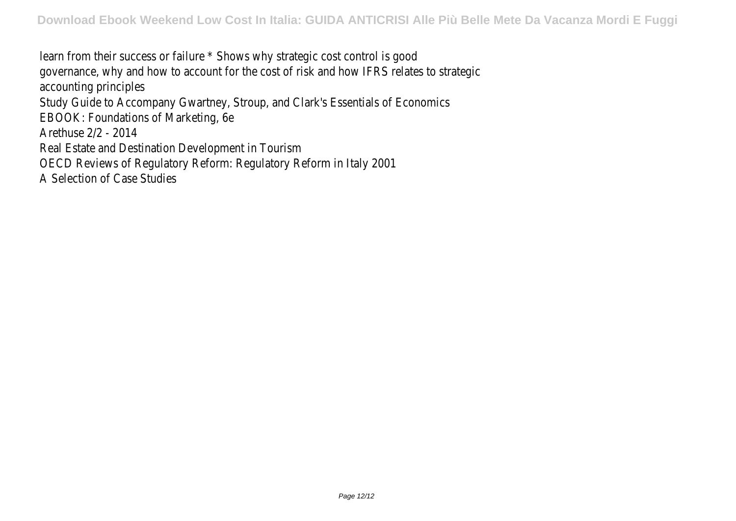learn from their success or failure * Shows why strategic cost control is good governance, why and how to account for the cost of risk and how IFRS relates to strategic accounting principles

Study Guide to Accompany Gwartney, Stroup, and Clark's Essentials of Economics

EBOOK: Foundations of Marketing, 6e

Arethuse 2/2 - 2014

Real Estate and Destination Development in Tourism

OECD Reviews of Regulatory Reform: Regulatory Reform in Italy 2001

A Selection of Case Studies